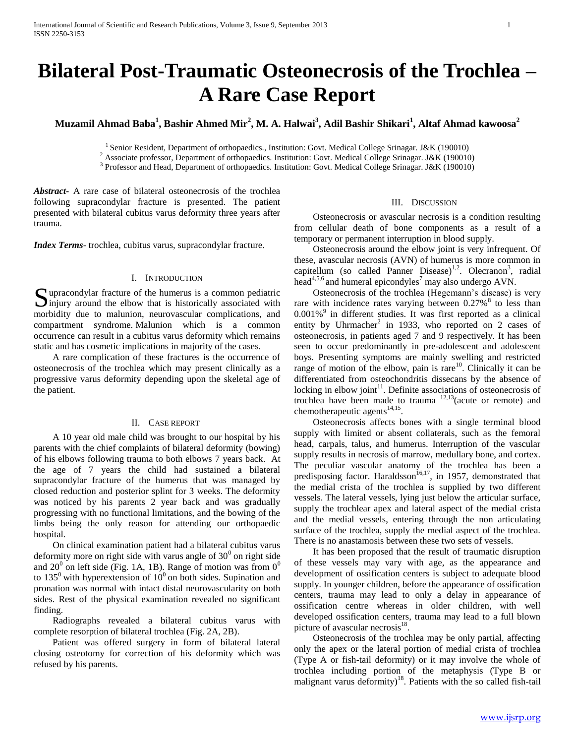# Bilateral Post-Traumatic Osteonecrosis of the Trochlea – A Rare Case Report

**Muzamil Ahmad Baba[1], Bashir Ahmed Mir[2], M. A. Halwai[3], Adil Bashir Shikari[1], Altaf Ahmad kawoosa[2]**

[1] Senior Resident, Department of orthopaedics., Institution: Govt. Medical College Srinagar. J&K (190010)
[2] Associate professor, Department of orthopaedics. Institution: Govt. Medical College Srinagar. J&K (190010)
[3] Professor and Head, Department of orthopaedics. Institution: Govt. Medical College Srinagar. J&K (190010)

***Abstract***- A rare case of bilateral osteonecrosis of the trochlea following supracondylar fracture is presented. The patient presented with bilateral cubitus varus deformity three years after trauma.

***Index Terms***- trochlea, cubitus varus, supracondylar fracture.

## I. Introduction

Supracondylar fracture of the humerus is a common pediatric injury around the elbow that is historically associated with morbidity due to malunion, neurovascular complications, and compartment syndrome. Malunion which is a common occurrence can result in a cubitus varus deformity which remains static and has cosmetic implications in majority of the cases.

A rare complication of these fractures is the occurrence of osteonecrosis of the trochlea which may present clinically as a progressive varus deformity depending upon the skeletal age of the patient.

## II. Case Report

A 10 year old male child was brought to our hospital by his parents with the chief complaints of bilateral deformity (bowing) of his elbows following trauma to both elbows 7 years back. At the age of 7 years the child had sustained a bilateral supracondylar fracture of the humerus that was managed by closed reduction and posterior splint for 3 weeks. The deformity was noticed by his parents 2 year back and was gradually progressing with no functional limitations, and the bowing of the limbs being the only reason for attending our orthopaedic hospital.

On clinical examination patient had a bilateral cubitus varus deformity more on right side with varus angle of $30^0$ on right side and $20^0$ on left side (Fig. 1A, 1B). Range of motion was from $0^0$ to $135^0$ with hyperextension of $10^0$ on both sides. Supination and pronation was normal with intact distal neurovascularity on both sides. Rest of the physical examination revealed no significant finding.

Radiographs revealed a bilateral cubitus varus with complete resorption of bilateral trochlea (Fig. 2A, 2B).

Patient was offered surgery in form of bilateral lateral closing osteotomy for correction of his deformity which was refused by his parents.

## III. Discussion

Osteonecrosis or avascular necrosis is a condition resulting from cellular death of bone components as a result of a temporary or permanent interruption in blood supply.

Osteonecrosis around the elbow joint is very infrequent. Of these, avascular necrosis (AVN) of humerus is more common in capitellum (so called Panner Disease)[1,2]. Olecranon[3], radial head[4,5,6] and humeral epicondyles[7] may also undergo AVN.

Osteonecrosis of the trochlea (Hegemann's disease) is very rare with incidence rates varying between 0.27%[8] to less than 0.001%[9] in different studies. It was first reported as a clinical entity by Uhrmacher[2] in 1933, who reported on 2 cases of osteonecrosis, in patients aged 7 and 9 respectively. It has been seen to occur predominantly in pre-adolescent and adolescent boys. Presenting symptoms are mainly swelling and restricted range of motion of the elbow, pain is rare[10]. Clinically it can be differentiated from osteochondritis dissecans by the absence of locking in elbow joint[11]. Definite associations of osteonecrosis of trochlea have been made to trauma [12,13](acute or remote) and chemotherapeutic agents[14,15].

Osteonecrosis affects bones with a single terminal blood supply with limited or absent collaterals, such as the femoral head, carpals, talus, and humerus. Interruption of the vascular supply results in necrosis of marrow, medullary bone, and cortex. The peculiar vascular anatomy of the trochlea has been a predisposing factor. Haraldsson[16,17], in 1957, demonstrated that the medial crista of the trochlea is supplied by two different vessels. The lateral vessels, lying just below the articular surface, supply the trochlear apex and lateral aspect of the medial crista and the medial vessels, entering through the non articulating surface of the trochlea, supply the medial aspect of the trochlea. There is no anastamosis between these two sets of vessels.

It has been proposed that the result of traumatic disruption of these vessels may vary with age, as the appearance and development of ossification centers is subject to adequate blood supply. In younger children, before the appearance of ossification centers, trauma may lead to only a delay in appearance of ossification centre whereas in older children, with well developed ossification centers, trauma may lead to a full blown picture of avascular necrosis[18].

Osteonecrosis of the trochlea may be only partial, affecting only the apex or the lateral portion of medial crista of trochlea (Type A or fish-tail deformity) or it may involve the whole of trochlea including portion of the metaphysis (Type B or malignant varus deformity)[18]. Patients with the so called fish-tail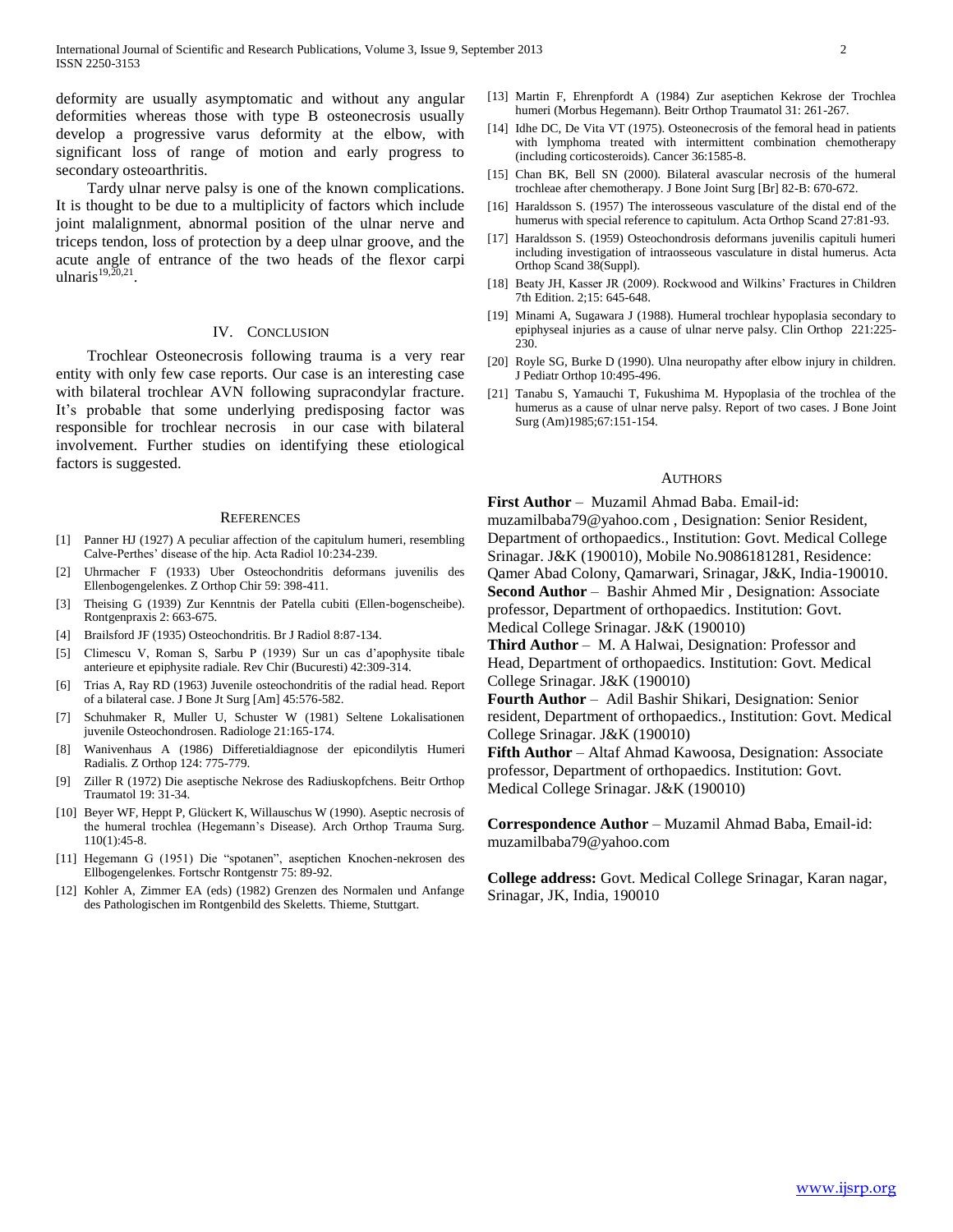deformity are usually asymptomatic and without any angular deformities whereas those with type B osteonecrosis usually develop a progressive varus deformity at the elbow, with significant loss of range of motion and early progress to secondary osteoarthritis.

Tardy ulnar nerve palsy is one of the known complications. It is thought to be due to a multiplicity of factors which include joint malalignment, abnormal position of the ulnar nerve and triceps tendon, loss of protection by a deep ulnar groove, and the acute angle of entrance of the two heads of the flexor carpi ulnaris[19,20,21].

## IV. Conclusion

Trochlear Osteonecrosis following trauma is a very rear entity with only few case reports. Our case is an interesting case with bilateral trochlear AVN following supracondylar fracture. It's probable that some underlying predisposing factor was responsible for trochlear necrosis in our case with bilateral involvement. Further studies on identifying these etiological factors is suggested.

## References

[1] Panner HJ (1927) A peculiar affection of the capitulum humeri, resembling Calve-Perthes' disease of the hip. Acta Radiol 10:234-239.

[2] Uhrmacher F (1933) Uber Osteochondritis deformans juvenilis des Ellenbogengelenkes. Z Orthop Chir 59: 398-411.

[3] Theising G (1939) Zur Kenntnis der Patella cubiti (Ellen-bogenscheibe). Rontgenpraxis 2: 663-675.

[4] Brailsford JF (1935) Osteochondritis. Br J Radiol 8:87-134.

[5] Climescu V, Roman S, Sarbu P (1939) Sur un cas d'apophysite tibale anterieure et epiphysite radiale. Rev Chir (Bucuresti) 42:309-314.

[6] Trias A, Ray RD (1963) Juvenile osteochondritis of the radial head. Report of a bilateral case. J Bone Jt Surg [Am] 45:576-582.

[7] Schuhmaker R, Muller U, Schuster W (1981) Seltene Lokalisationen juvenile Osteochondrosen. Radiologe 21:165-174.

[8] Wanivenhaus A (1986) Differetialdiagnose der epicondilytis Humeri Radialis. Z Orthop 124: 775-779.

[9] Ziller R (1972) Die aseptische Nekrose des Radiuskopfchens. Beitr Orthop Traumatol 19: 31-34.

[10] Beyer WF, Heppt P, Glückert K, Willauschus W (1990). Aseptic necrosis of the humeral trochlea (Hegemann's Disease). Arch Orthop Trauma Surg. 110(1):45-8.

[11] Hegemann G (1951) Die "spotanen", aseptichen Knochen-nekrosen des Ellbogengelenkes. Fortschr Rontgenstr 75: 89-92.

[12] Kohler A, Zimmer EA (eds) (1982) Grenzen des Normalen und Anfange des Pathologischen im Rontgenbild des Skeletts. Thieme, Stuttgart.

[13] Martin F, Ehrenpfordt A (1984) Zur aseptichen Kekrose der Trochlea humeri (Morbus Hegemann). Beitr Orthop Traumatol 31: 261-267.

[14] Idhe DC, De Vita VT (1975). Osteonecrosis of the femoral head in patients with lymphoma treated with intermittent combination chemotherapy (including corticosteroids). Cancer 36:1585-8.

[15] Chan BK, Bell SN (2000). Bilateral avascular necrosis of the humeral trochleae after chemotherapy. J Bone Joint Surg [Br] 82-B: 670-672.

[16] Haraldsson S. (1957) The interosseous vasculature of the distal end of the humerus with special reference to capitulum. Acta Orthop Scand 27:81-93.

[17] Haraldsson S. (1959) Osteochondrosis deformans juvenilis capituli humeri including investigation of intraosseous vasculature in distal humerus. Acta Orthop Scand 38(Suppl).

[18] Beaty JH, Kasser JR (2009). Rockwood and Wilkins' Fractures in Children 7th Edition. 2;15: 645-648.

[19] Minami A, Sugawara J (1988). Humeral trochlear hypoplasia secondary to epiphyseal injuries as a cause of ulnar nerve palsy. Clin Orthop 221:225-230.

[20] Royle SG, Burke D (1990). Ulna neuropathy after elbow injury in children. J Pediatr Orthop 10:495-496.

[21] Tanabu S, Yamauchi T, Fukushima M. Hypoplasia of the trochlea of the humerus as a cause of ulnar nerve palsy. Report of two cases. J Bone Joint Surg (Am)1985;67:151-154.

## Authors

**First Author** – Muzamil Ahmad Baba. Email-id: muzamilbaba79@yahoo.com , Designation: Senior Resident, Department of orthopaedics., Institution: Govt. Medical College Srinagar. J&K (190010), Mobile No.9086181281, Residence: Qamer Abad Colony, Qamarwari, Srinagar, J&K, India-190010.
**Second Author** – Bashir Ahmed Mir , Designation: Associate professor, Department of orthopaedics. Institution: Govt. Medical College Srinagar. J&K (190010)
**Third Author** – M. A Halwai, Designation: Professor and Head, Department of orthopaedics. Institution: Govt. Medical College Srinagar. J&K (190010)
**Fourth Author** – Adil Bashir Shikari, Designation: Senior resident, Department of orthopaedics., Institution: Govt. Medical College Srinagar. J&K (190010)
**Fifth Author** – Altaf Ahmad Kawoosa, Designation: Associate professor, Department of orthopaedics. Institution: Govt. Medical College Srinagar. J&K (190010)

**Correspondence Author** – Muzamil Ahmad Baba, Email-id: muzamilbaba79@yahoo.com

**College address:** Govt. Medical College Srinagar, Karan nagar, Srinagar, JK, India, 190010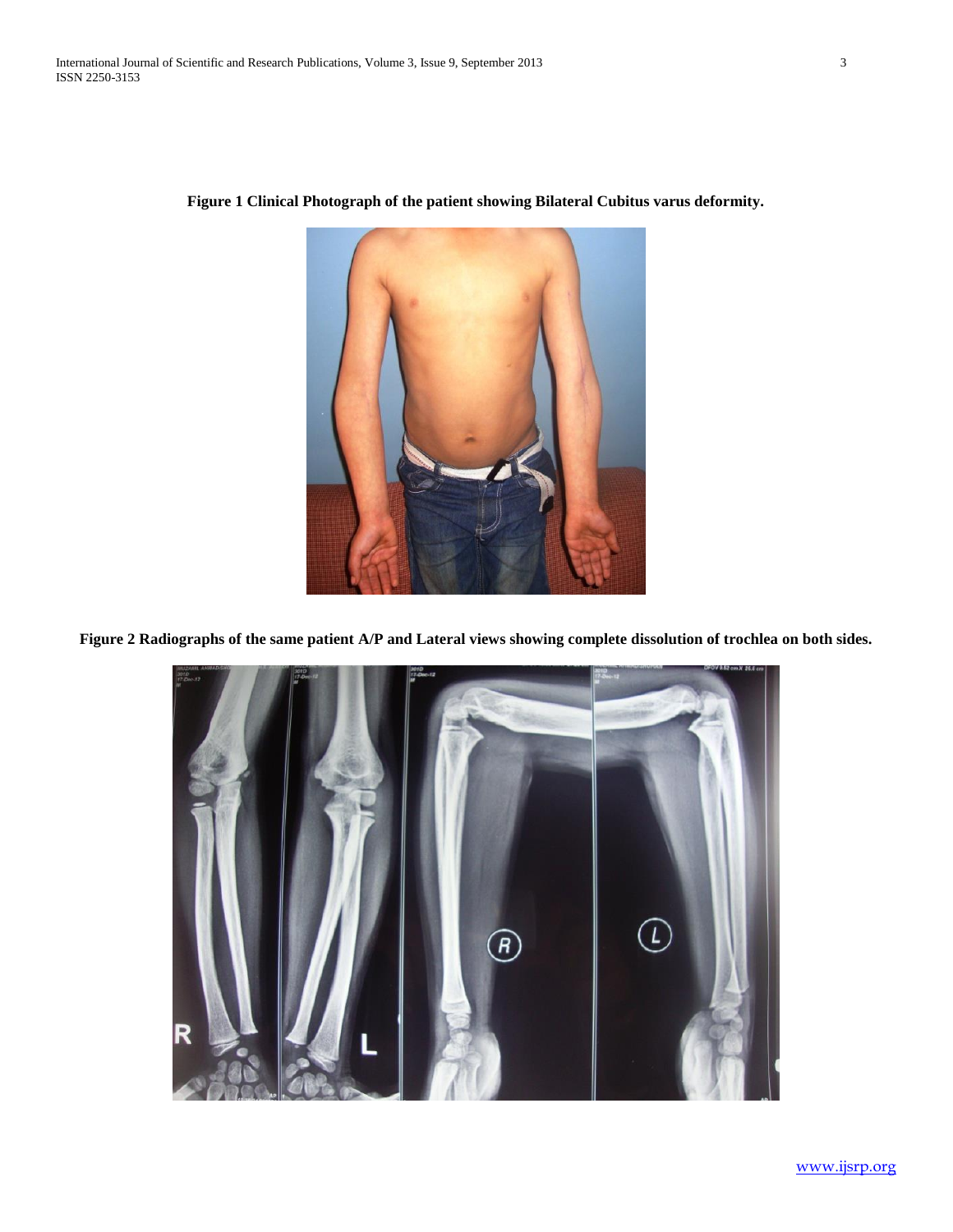**Figure 1 Clinical Photograph of the patient showing Bilateral Cubitus varus deformity.**

**Figure 2 Radiographs of the same patient A/P and Lateral views showing complete dissolution of trochlea on both sides.**